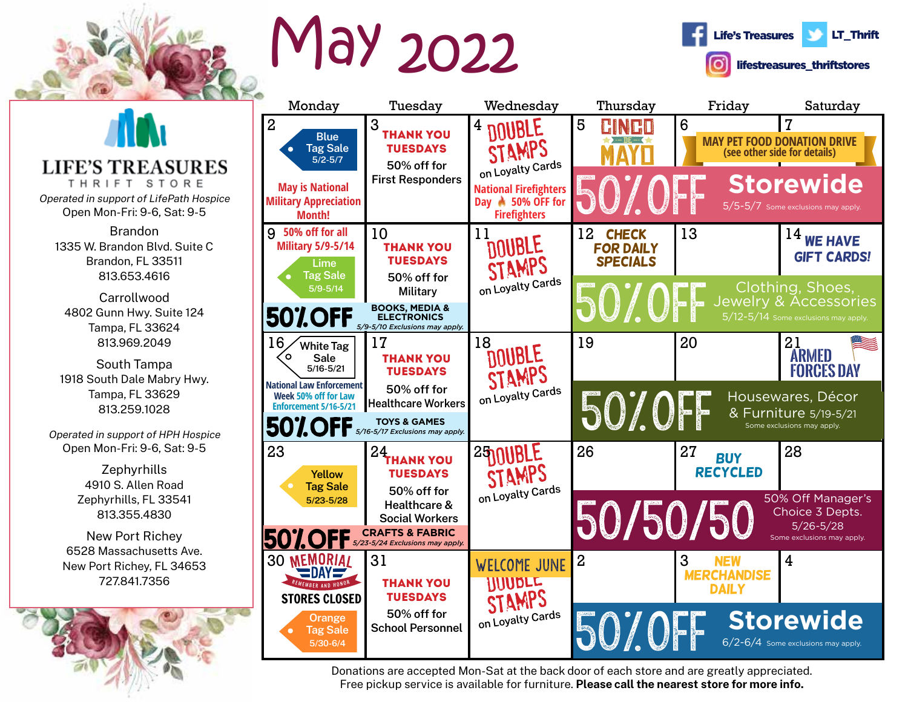# May 2022

Facebook: Life's Treasures | Twitter: LT_Thrift | Instagram: lifestreasures_thriftstores

## LIFE'S TREASURES
THRIFT STORE

*Operated in support of LifePath Hospice*
Open Mon-Fri: 9-6, Sat: 9-5

Brandon
1335 W. Brandon Blvd. Suite C
Brandon, FL 33511
813.653.4616

Carrollwood
4802 Gunn Hwy. Suite 124
Tampa, FL 33624
813.969.2049

South Tampa
1918 South Dale Mabry Hwy.
Tampa, FL 33629
813.259.1028

*Operated in support of HPH Hospice*
Open Mon-Fri: 9-6, Sat: 9-5

Zephyrhills
4910 S. Allen Road
Zephyrhills, FL 33541
813.355.4830

New Port Richey
6528 Massachusetts Ave.
New Port Richey, FL 34653
727.841.7356

| Monday | Tuesday | Wednesday | Thursday | Friday | Saturday |
|---|---|---|---|---|---|
| 2 Blue Tag Sale 5/2-5/7; May is National Military Appreciation Month! | 3 THANK YOU TUESDAYS 50% off for First Responders | 4 DOUBLE STAMPS on Loyalty Cards; National Firefighters Day 50% OFF for Firefighters | 5 CINCO DE MAYO; 50% OFF Storewide 5/5-5/7 Some exclusions may apply. | 6 MAY PET FOOD DONATION DRIVE (see other side for details) | 7 |
| 9 50% off for all Military 5/9-5/14; Lime Tag Sale 5/9-5/14; 50% OFF BOOKS, MEDIA & ELECTRONICS 5/9-5/10 Exclusions may apply. | 10 THANK YOU TUESDAYS 50% off for Military | 11 DOUBLE STAMPS on Loyalty Cards | 12 CHECK FOR DAILY SPECIALS; 50% OFF Clothing, Shoes, Jewelry & Accessories 5/12-5/14 Some exclusions may apply. | 13 | 14 WE HAVE GIFT CARDS! |
| 16 White Tag Sale 5/16-5/21; National Law Enforcement Week 50% off for Law Enforcement 5/16-5/21; 50% OFF TOYS & GAMES 5/16-5/17 Exclusions may apply. | 17 THANK YOU TUESDAYS 50% off for Healthcare Workers | 18 DOUBLE STAMPS on Loyalty Cards | 19 50% OFF Housewares, Décor & Furniture 5/19-5/21 Some exclusions may apply. | 20 | 21 ARMED FORCES DAY |
| 23 Yellow Tag Sale 5/23-5/28; 50% OFF CRAFTS & FABRIC 5/23-5/24 Exclusions may apply. | 24 THANK YOU TUESDAYS 50% off for Healthcare & Social Workers | 25 DOUBLE STAMPS on Loyalty Cards | 26 50/50/50 50% Off Manager's Choice 3 Depts. 5/26-5/28 Some exclusions may apply. | 27 BUY RECYCLED | 28 |
| 30 MEMORIAL DAY Remember and Honor; STORES CLOSED; Orange Tag Sale 5/30-6/4 | 31 THANK YOU TUESDAYS 50% off for School Personnel | WELCOME JUNE DOUBLE STAMPS on Loyalty Cards | 2 50% OFF Storewide 6/2-6/4 Some exclusions may apply. | 3 NEW MERCHANDISE DAILY | 4 |

Donations are accepted Mon-Sat at the back door of each store and are greatly appreciated.
Free pickup service is available for furniture. **Please call the nearest store for more info.**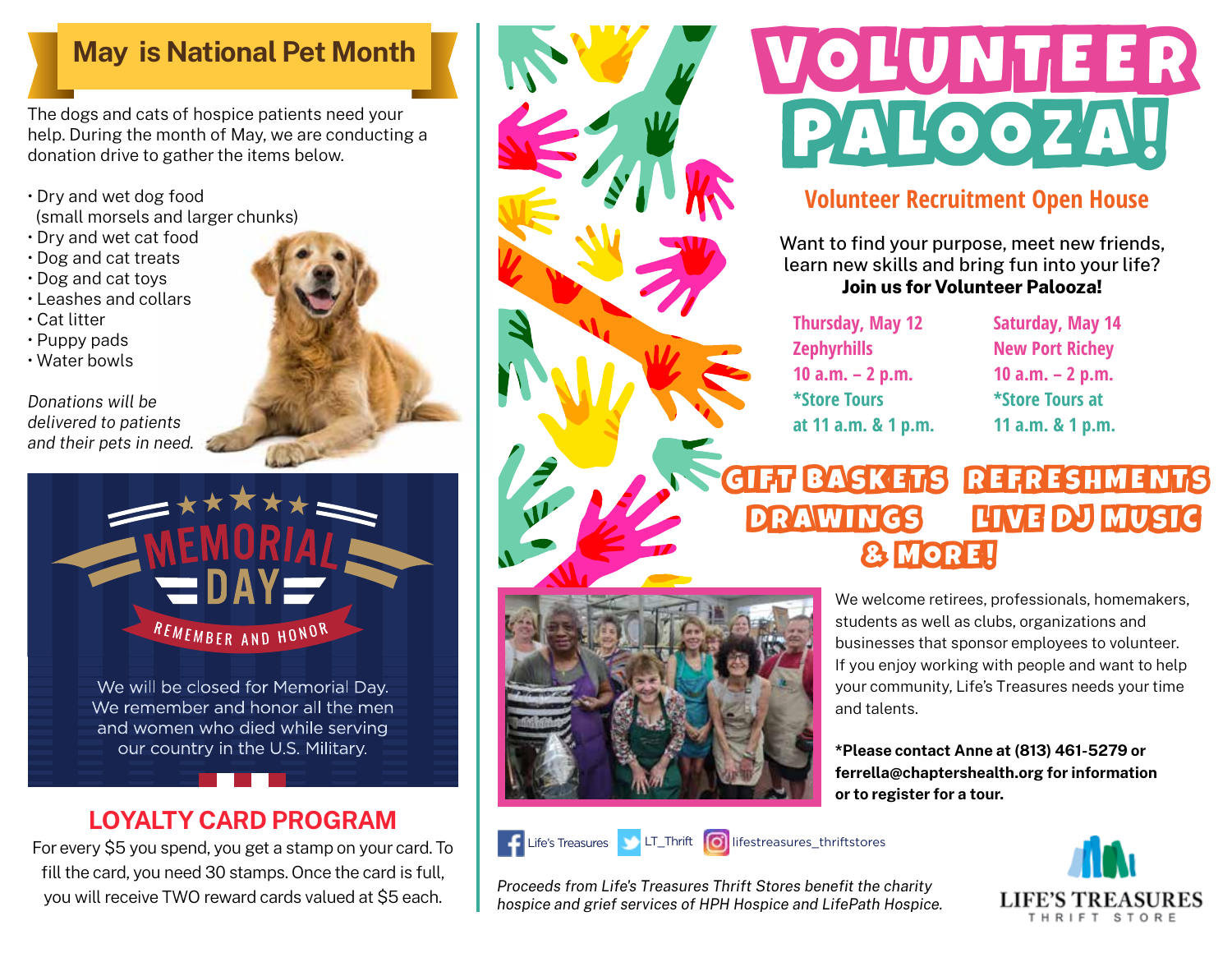## May is National Pet Month

The dogs and cats of hospice patients need your help. During the month of May, we are conducting a donation drive to gather the items below.

- Dry and wet dog food (small morsels and larger chunks)
- Dry and wet cat food
- Dog and cat treats
- Dog and cat toys
- Leashes and collars
- Cat litter
- Puppy pads
- Water bowls

*Donations will be delivered to patients and their pets in need.*

## MEMORIAL DAY

REMEMBER AND HONOR

We will be closed for Memorial Day. We remember and honor all the men and women who died while serving our country in the U.S. Military.

## LOYALTY CARD PROGRAM

For every $5 you spend, you get a stamp on your card. To fill the card, you need 30 stamps. Once the card is full, you will receive TWO reward cards valued at $5 each.

# VOLUNTEER PALOOZA!

### Volunteer Recruitment Open House

Want to find your purpose, meet new friends, learn new skills and bring fun into your life?
**Join us for Volunteer Palooza!**

**Thursday, May 12**
**Zephyrhills**
**10 a.m. – 2 p.m.**
**\*Store Tours at 11 a.m. & 1 p.m.**

**Saturday, May 14**
**New Port Richey**
**10 a.m. – 2 p.m.**
**\*Store Tours at 11 a.m. & 1 p.m.**

**GIFT BASKETS REFRESHMENTS DRAWINGS LIVE DJ MUSIC & MORE!**

We welcome retirees, professionals, homemakers, students as well as clubs, organizations and businesses that sponsor employees to volunteer. If you enjoy working with people and want to help your community, Life's Treasures needs your time and talents.

**\*Please contact Anne at (813) 461-5279 or ferrella@chaptershealth.org for information or to register for a tour.**

Life's Treasures | LT_Thrift | lifestreasures_thriftstores

*Proceeds from Life's Treasures Thrift Stores benefit the charity hospice and grief services of HPH Hospice and LifePath Hospice.*

LIFE'S TREASURES THRIFT STORE